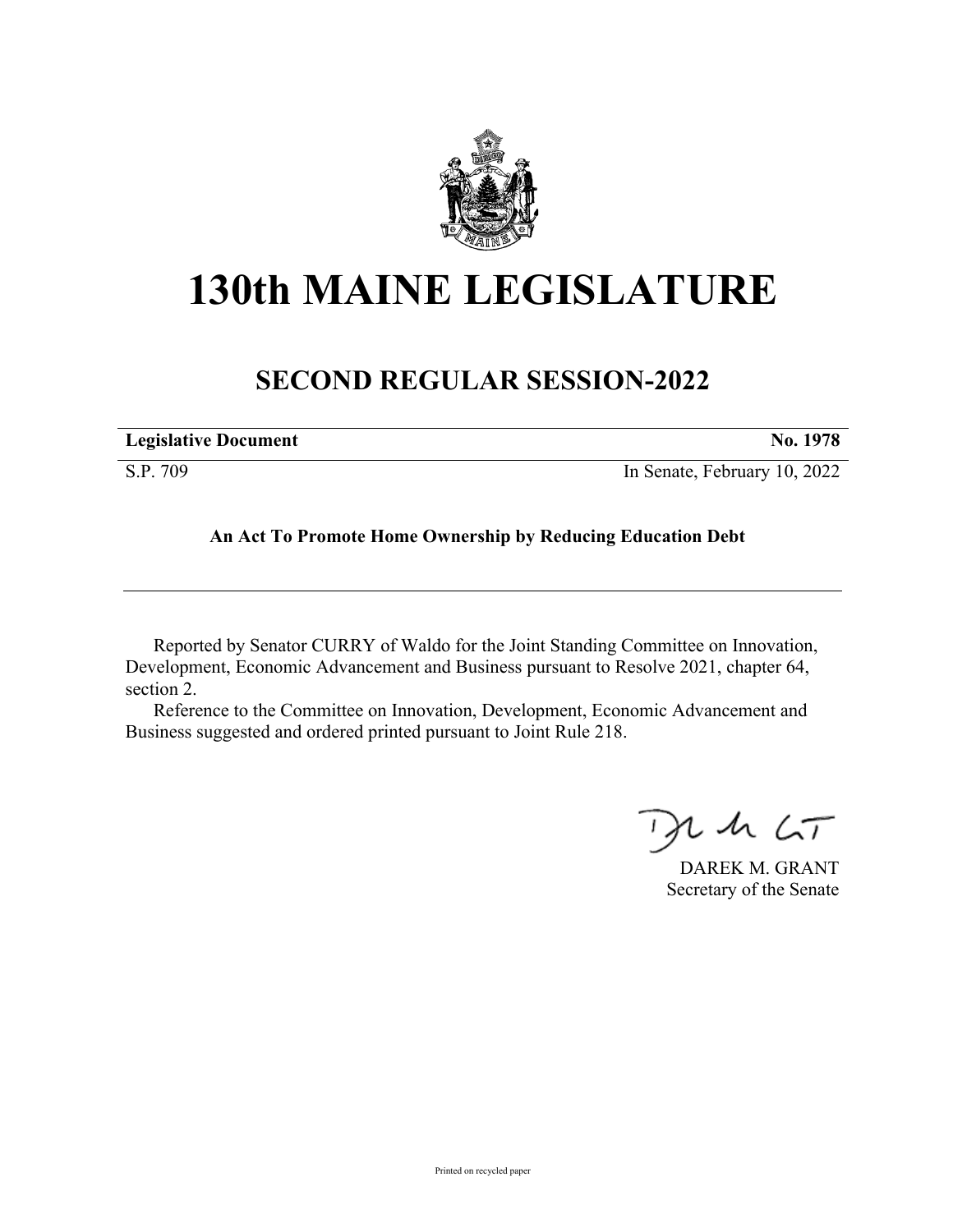# 130th MAINE LEGISLATURE

## SECOND REGULAR SESSION-2022

| **Legislative Document** | **No. 1978** |
| --- | --- |
| S.P. 709 | In Senate, February 10, 2022 |

**An Act To Promote Home Ownership by Reducing Education Debt**

---

Reported by Senator CURRY of Waldo for the Joint Standing Committee on Innovation, Development, Economic Advancement and Business pursuant to Resolve 2021, chapter 64, section 2.

Reference to the Committee on Innovation, Development, Economic Advancement and Business suggested and ordered printed pursuant to Joint Rule 218.

DAREK M. GRANT
Secretary of the Senate

Printed on recycled paper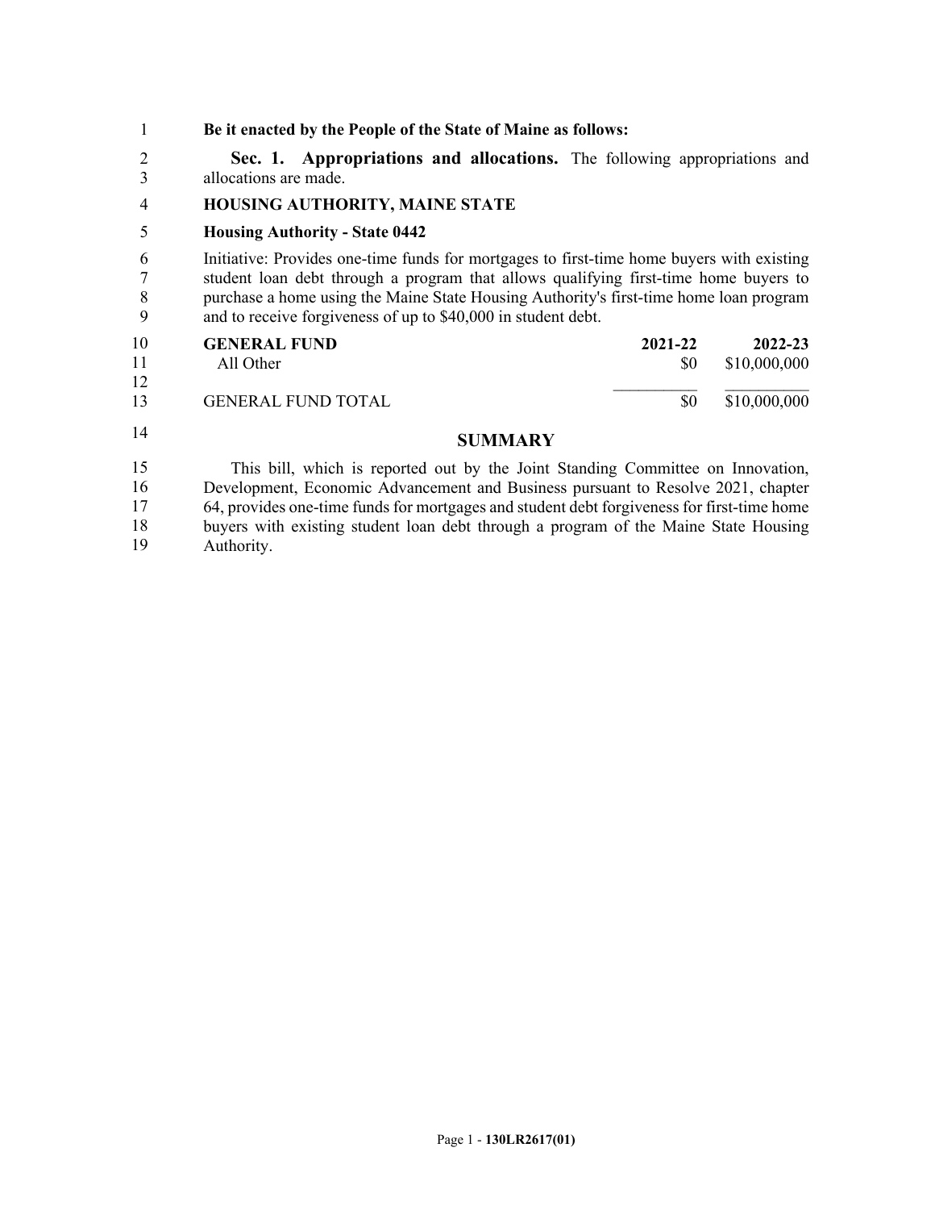**Be it enacted by the People of the State of Maine as follows:**

**Sec. 1. Appropriations and allocations.** The following appropriations and allocations are made.

**HOUSING AUTHORITY, MAINE STATE**

**Housing Authority - State 0442**

Initiative: Provides one-time funds for mortgages to first-time home buyers with existing student loan debt through a program that allows qualifying first-time home buyers to purchase a home using the Maine State Housing Authority's first-time home loan program and to receive forgiveness of up to $40,000 in student debt.

| **GENERAL FUND** | **2021-22** | **2022-23** |
|---|---|---|
| All Other | $0 | $10,000,000 |
| GENERAL FUND TOTAL | $0 | $10,000,000 |

## SUMMARY

This bill, which is reported out by the Joint Standing Committee on Innovation, Development, Economic Advancement and Business pursuant to Resolve 2021, chapter 64, provides one-time funds for mortgages and student debt forgiveness for first-time home buyers with existing student loan debt through a program of the Maine State Housing Authority.